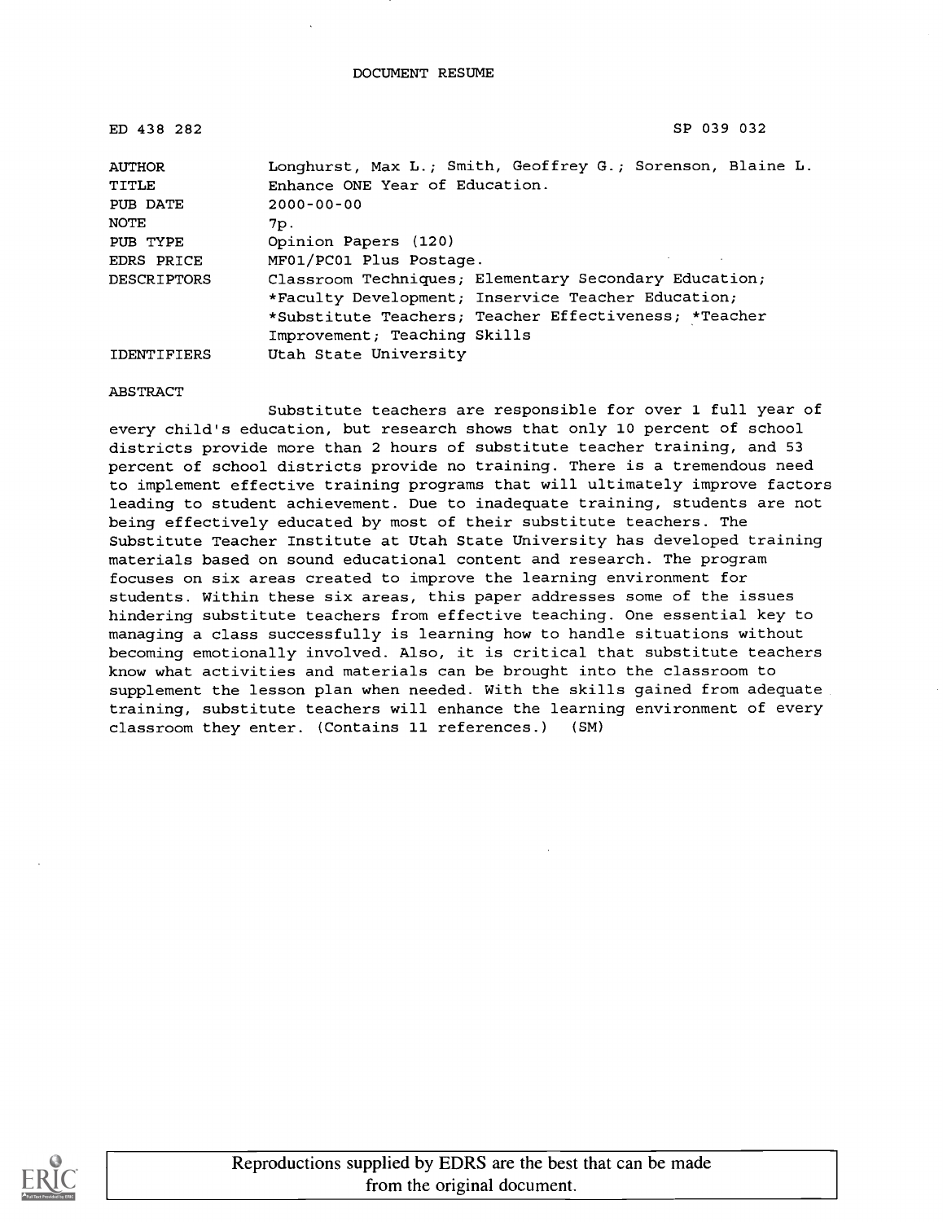DOCUMENT RESUME

| ED 438 282 | SP 039 032 |
|---|---|
| AUTHOR | Longhurst, Max L.; Smith, Geoffrey G.; Sorenson, Blaine L. |
| TITLE | Enhance ONE Year of Education. |
| PUB DATE | 2000-00-00 |
| NOTE | 7p. |
| PUB TYPE | Opinion Papers (120) |
| EDRS PRICE | MF01/PC01 Plus Postage. |
| DESCRIPTORS | Classroom Techniques; Elementary Secondary Education; *Faculty Development; Inservice Teacher Education; *Substitute Teachers; Teacher Effectiveness; *Teacher Improvement; Teaching Skills |
| IDENTIFIERS | Utah State University |

ABSTRACT

Substitute teachers are responsible for over 1 full year of every child's education, but research shows that only 10 percent of school districts provide more than 2 hours of substitute teacher training, and 53 percent of school districts provide no training. There is a tremendous need to implement effective training programs that will ultimately improve factors leading to student achievement. Due to inadequate training, students are not being effectively educated by most of their substitute teachers. The Substitute Teacher Institute at Utah State University has developed training materials based on sound educational content and research. The program focuses on six areas created to improve the learning environment for students. Within these six areas, this paper addresses some of the issues hindering substitute teachers from effective teaching. One essential key to managing a class successfully is learning how to handle situations without becoming emotionally involved. Also, it is critical that substitute teachers know what activities and materials can be brought into the classroom to supplement the lesson plan when needed. With the skills gained from adequate training, substitute teachers will enhance the learning environment of every classroom they enter. (Contains 11 references.) (SM)

Reproductions supplied by EDRS are the best that can be made from the original document.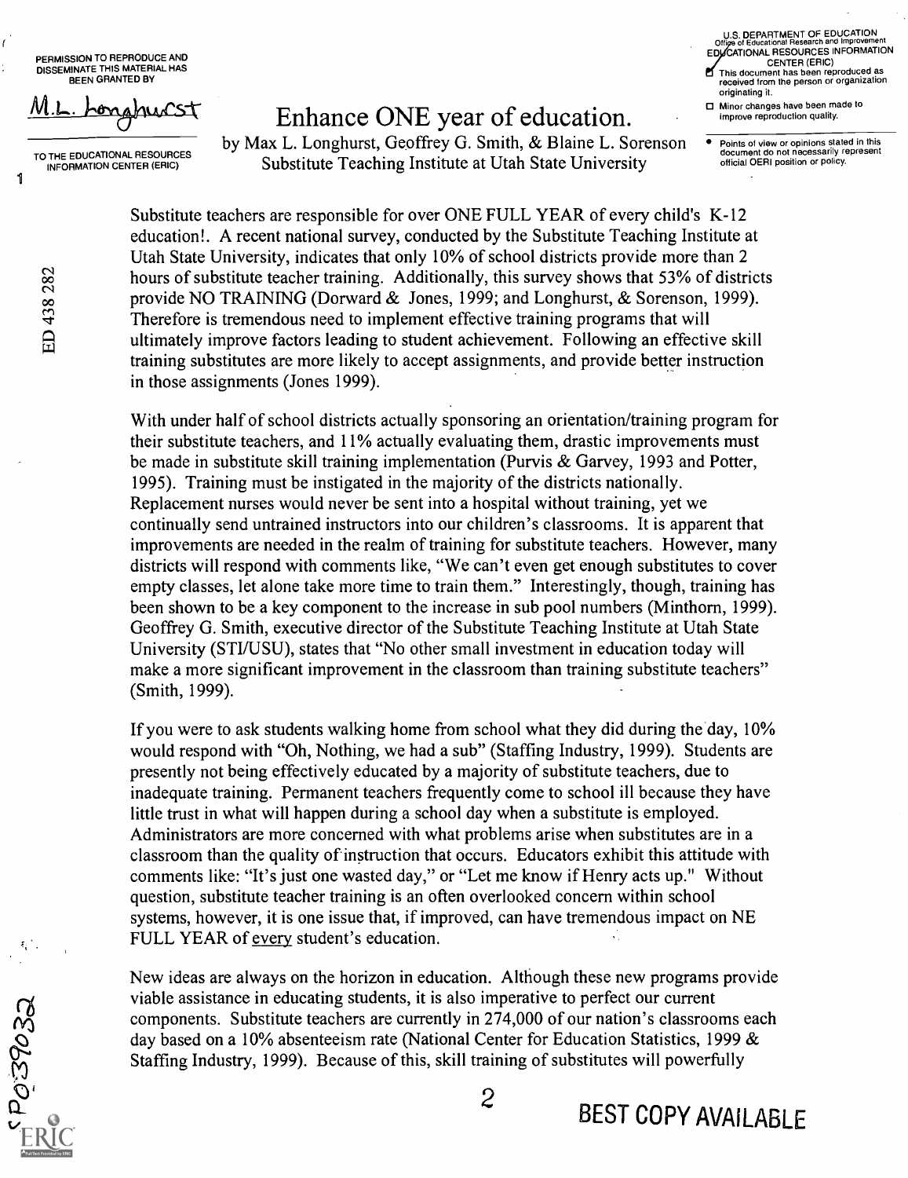PERMISSION TO REPRODUCE AND DISSEMINATE THIS MATERIAL HAS BEEN GRANTED BY

M.L. Longhurst

TO THE EDUCATIONAL RESOURCES INFORMATION CENTER (ERIC)

U.S. DEPARTMENT OF EDUCATION
Office of Educational Research and Improvement
EDUCATIONAL RESOURCES INFORMATION CENTER (ERIC)
This document has been reproduced as received from the person or organization originating it.
Minor changes have been made to improve reproduction quality.

Points of view or opinions stated in this document do not necessarily represent official OERI position or policy.

# Enhance ONE year of education.

by Max L. Longhurst, Geoffrey G. Smith, & Blaine L. Sorenson
Substitute Teaching Institute at Utah State University

Substitute teachers are responsible for over ONE FULL YEAR of every child's K-12 education!. A recent national survey, conducted by the Substitute Teaching Institute at Utah State University, indicates that only 10% of school districts provide more than 2 hours of substitute teacher training. Additionally, this survey shows that 53% of districts provide NO TRAINING (Dorward & Jones, 1999; and Longhurst, & Sorenson, 1999). Therefore is tremendous need to implement effective training programs that will ultimately improve factors leading to student achievement. Following an effective skill training substitutes are more likely to accept assignments, and provide better instruction in those assignments (Jones 1999).

With under half of school districts actually sponsoring an orientation/training program for their substitute teachers, and 11% actually evaluating them, drastic improvements must be made in substitute skill training implementation (Purvis & Garvey, 1993 and Potter, 1995). Training must be instigated in the majority of the districts nationally. Replacement nurses would never be sent into a hospital without training, yet we continually send untrained instructors into our children's classrooms. It is apparent that improvements are needed in the realm of training for substitute teachers. However, many districts will respond with comments like, "We can't even get enough substitutes to cover empty classes, let alone take more time to train them." Interestingly, though, training has been shown to be a key component to the increase in sub pool numbers (Minthorn, 1999). Geoffrey G. Smith, executive director of the Substitute Teaching Institute at Utah State University (STI/USU), states that "No other small investment in education today will make a more significant improvement in the classroom than training substitute teachers" (Smith, 1999).

If you were to ask students walking home from school what they did during the day, 10% would respond with "Oh, Nothing, we had a sub" (Staffing Industry, 1999). Students are presently not being effectively educated by a majority of substitute teachers, due to inadequate training. Permanent teachers frequently come to school ill because they have little trust in what will happen during a school day when a substitute is employed. Administrators are more concerned with what problems arise when substitutes are in a classroom than the quality of instruction that occurs. Educators exhibit this attitude with comments like: "It's just one wasted day," or "Let me know if Henry acts up." Without question, substitute teacher training is an often overlooked concern within school systems, however, it is one issue that, if improved, can have tremendous impact on NE FULL YEAR of <u>every</u> student's education.

New ideas are always on the horizon in education. Although these new programs provide viable assistance in educating students, it is also imperative to perfect our current components. Substitute teachers are currently in 274,000 of our nation's classrooms each day based on a 10% absenteeism rate (National Center for Education Statistics, 1999 & Staffing Industry, 1999). Because of this, skill training of substitutes will powerfully

BEST COPY AVAILABLE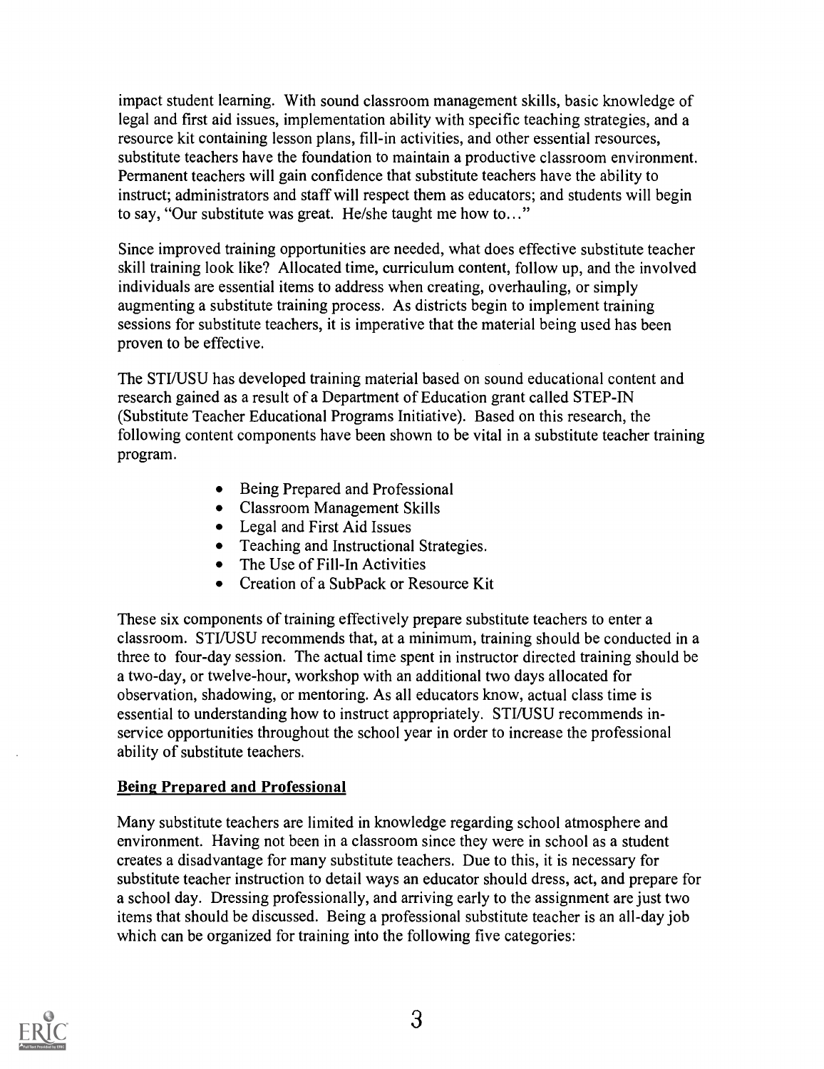impact student learning. With sound classroom management skills, basic knowledge of legal and first aid issues, implementation ability with specific teaching strategies, and a resource kit containing lesson plans, fill-in activities, and other essential resources, substitute teachers have the foundation to maintain a productive classroom environment. Permanent teachers will gain confidence that substitute teachers have the ability to instruct; administrators and staff will respect them as educators; and students will begin to say, "Our substitute was great. He/she taught me how to…"

Since improved training opportunities are needed, what does effective substitute teacher skill training look like? Allocated time, curriculum content, follow up, and the involved individuals are essential items to address when creating, overhauling, or simply augmenting a substitute training process. As districts begin to implement training sessions for substitute teachers, it is imperative that the material being used has been proven to be effective.

The STI/USU has developed training material based on sound educational content and research gained as a result of a Department of Education grant called STEP-IN (Substitute Teacher Educational Programs Initiative). Based on this research, the following content components have been shown to be vital in a substitute teacher training program.

- Being Prepared and Professional
- Classroom Management Skills
- Legal and First Aid Issues
- Teaching and Instructional Strategies.
- The Use of Fill-In Activities
- Creation of a SubPack or Resource Kit

These six components of training effectively prepare substitute teachers to enter a classroom. STI/USU recommends that, at a minimum, training should be conducted in a three to four-day session. The actual time spent in instructor directed training should be a two-day, or twelve-hour, workshop with an additional two days allocated for observation, shadowing, or mentoring. As all educators know, actual class time is essential to understanding how to instruct appropriately. STI/USU recommends in-service opportunities throughout the school year in order to increase the professional ability of substitute teachers.

**Being Prepared and Professional**

Many substitute teachers are limited in knowledge regarding school atmosphere and environment. Having not been in a classroom since they were in school as a student creates a disadvantage for many substitute teachers. Due to this, it is necessary for substitute teacher instruction to detail ways an educator should dress, act, and prepare for a school day. Dressing professionally, and arriving early to the assignment are just two items that should be discussed. Being a professional substitute teacher is an all-day job which can be organized for training into the following five categories: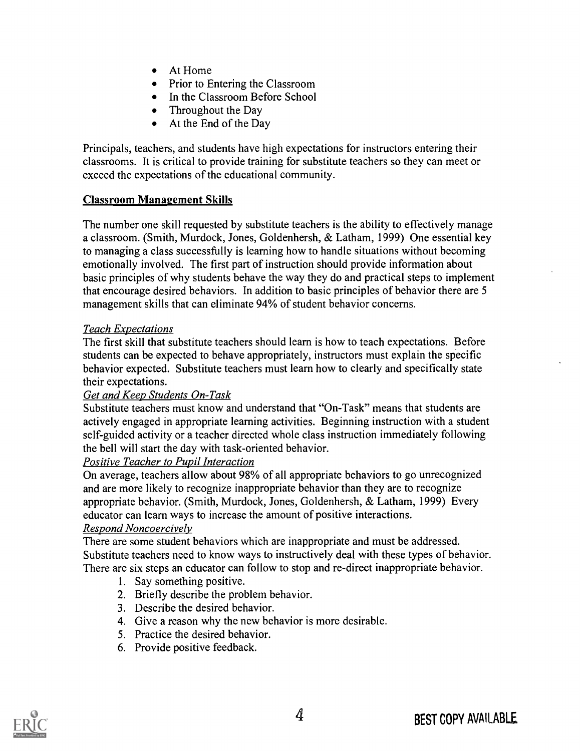- At Home
- Prior to Entering the Classroom
- In the Classroom Before School
- Throughout the Day
- At the End of the Day

Principals, teachers, and students have high expectations for instructors entering their classrooms. It is critical to provide training for substitute teachers so they can meet or exceed the expectations of the educational community.

## Classroom Management Skills

The number one skill requested by substitute teachers is the ability to effectively manage a classroom. (Smith, Murdock, Jones, Goldenhersh, & Latham, 1999) One essential key to managing a class successfully is learning how to handle situations without becoming emotionally involved. The first part of instruction should provide information about basic principles of why students behave the way they do and practical steps to implement that encourage desired behaviors. In addition to basic principles of behavior there are 5 management skills that can eliminate 94% of student behavior concerns.

### *Teach Expectations*

The first skill that substitute teachers should learn is how to teach expectations. Before students can be expected to behave appropriately, instructors must explain the specific behavior expected. Substitute teachers must learn how to clearly and specifically state their expectations.

### *Get and Keep Students On-Task*

Substitute teachers must know and understand that "On-Task" means that students are actively engaged in appropriate learning activities. Beginning instruction with a student self-guided activity or a teacher directed whole class instruction immediately following the bell will start the day with task-oriented behavior.

### *Positive Teacher to Pupil Interaction*

On average, teachers allow about 98% of all appropriate behaviors to go unrecognized and are more likely to recognize inappropriate behavior than they are to recognize appropriate behavior. (Smith, Murdock, Jones, Goldenhersh, & Latham, 1999) Every educator can learn ways to increase the amount of positive interactions.

### *Respond Noncoercively*

There are some student behaviors which are inappropriate and must be addressed. Substitute teachers need to know ways to instructively deal with these types of behavior. There are six steps an educator can follow to stop and re-direct inappropriate behavior.

1. Say something positive.
2. Briefly describe the problem behavior.
3. Describe the desired behavior.
4. Give a reason why the new behavior is more desirable.
5. Practice the desired behavior.
6. Provide positive feedback.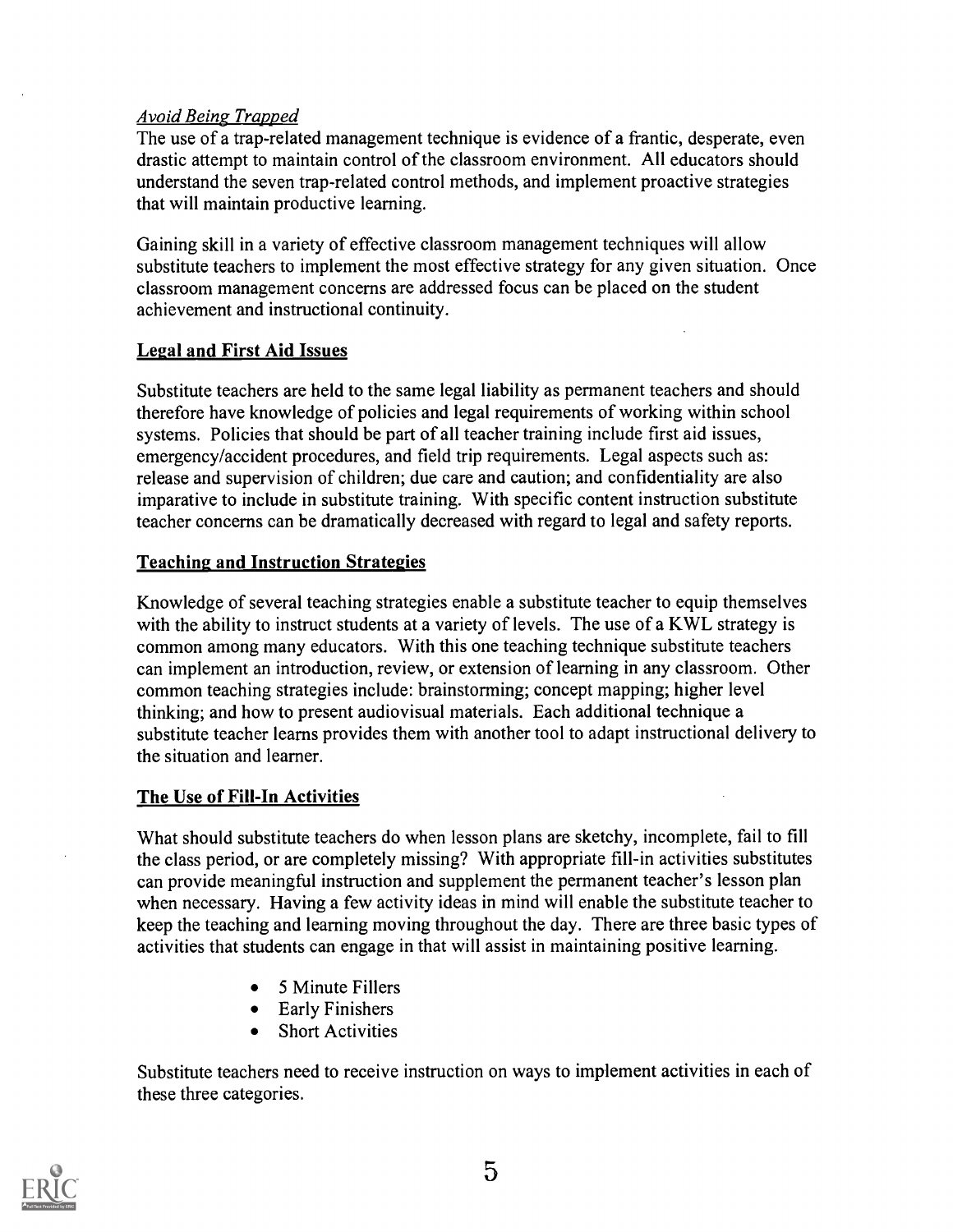*Avoid Being Trapped*

The use of a trap-related management technique is evidence of a frantic, desperate, even drastic attempt to maintain control of the classroom environment. All educators should understand the seven trap-related control methods, and implement proactive strategies that will maintain productive learning.

Gaining skill in a variety of effective classroom management techniques will allow substitute teachers to implement the most effective strategy for any given situation. Once classroom management concerns are addressed focus can be placed on the student achievement and instructional continuity.

## Legal and First Aid Issues

Substitute teachers are held to the same legal liability as permanent teachers and should therefore have knowledge of policies and legal requirements of working within school systems. Policies that should be part of all teacher training include first aid issues, emergency/accident procedures, and field trip requirements. Legal aspects such as: release and supervision of children; due care and caution; and confidentiality are also imparative to include in substitute training. With specific content instruction substitute teacher concerns can be dramatically decreased with regard to legal and safety reports.

## Teaching and Instruction Strategies

Knowledge of several teaching strategies enable a substitute teacher to equip themselves with the ability to instruct students at a variety of levels. The use of a KWL strategy is common among many educators. With this one teaching technique substitute teachers can implement an introduction, review, or extension of learning in any classroom. Other common teaching strategies include: brainstorming; concept mapping; higher level thinking; and how to present audiovisual materials. Each additional technique a substitute teacher learns provides them with another tool to adapt instructional delivery to the situation and learner.

## The Use of Fill-In Activities

What should substitute teachers do when lesson plans are sketchy, incomplete, fail to fill the class period, or are completely missing? With appropriate fill-in activities substitutes can provide meaningful instruction and supplement the permanent teacher's lesson plan when necessary. Having a few activity ideas in mind will enable the substitute teacher to keep the teaching and learning moving throughout the day. There are three basic types of activities that students can engage in that will assist in maintaining positive learning.

- 5 Minute Fillers
- Early Finishers
- Short Activities

Substitute teachers need to receive instruction on ways to implement activities in each of these three categories.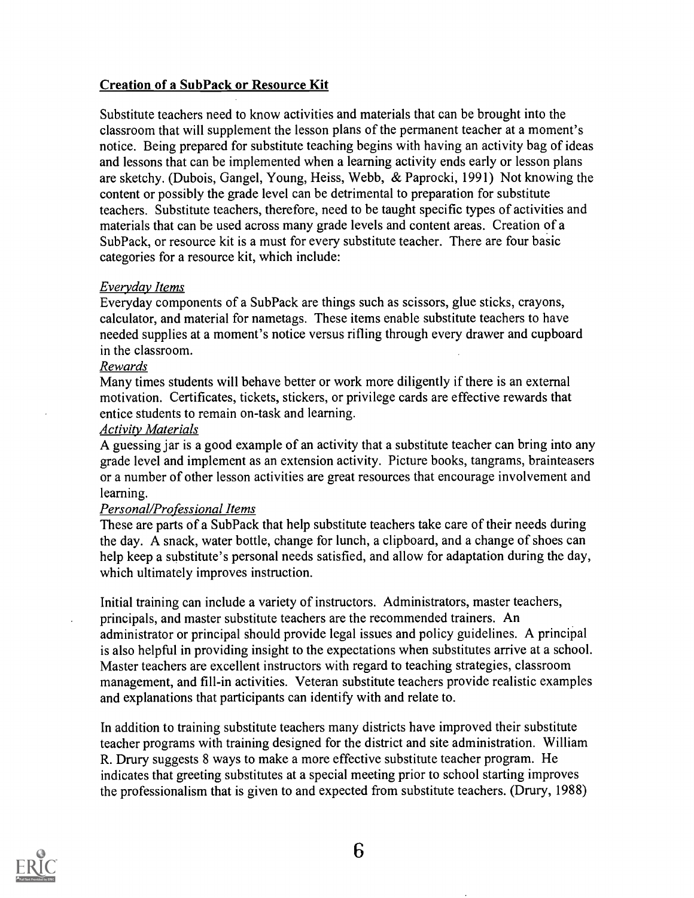## Creation of a SubPack or Resource Kit

Substitute teachers need to know activities and materials that can be brought into the classroom that will supplement the lesson plans of the permanent teacher at a moment's notice. Being prepared for substitute teaching begins with having an activity bag of ideas and lessons that can be implemented when a learning activity ends early or lesson plans are sketchy. (Dubois, Gangel, Young, Heiss, Webb, & Paprocki, 1991) Not knowing the content or possibly the grade level can be detrimental to preparation for substitute teachers. Substitute teachers, therefore, need to be taught specific types of activities and materials that can be used across many grade levels and content areas. Creation of a SubPack, or resource kit is a must for every substitute teacher. There are four basic categories for a resource kit, which include:

*Everyday Items*
Everyday components of a SubPack are things such as scissors, glue sticks, crayons, calculator, and material for nametags. These items enable substitute teachers to have needed supplies at a moment's notice versus rifling through every drawer and cupboard in the classroom.

*Rewards*
Many times students will behave better or work more diligently if there is an external motivation. Certificates, tickets, stickers, or privilege cards are effective rewards that entice students to remain on-task and learning.

*Activity Materials*
A guessing jar is a good example of an activity that a substitute teacher can bring into any grade level and implement as an extension activity. Picture books, tangrams, brainteasers or a number of other lesson activities are great resources that encourage involvement and learning.

*Personal/Professional Items*
These are parts of a SubPack that help substitute teachers take care of their needs during the day. A snack, water bottle, change for lunch, a clipboard, and a change of shoes can help keep a substitute's personal needs satisfied, and allow for adaptation during the day, which ultimately improves instruction.

Initial training can include a variety of instructors. Administrators, master teachers, principals, and master substitute teachers are the recommended trainers. An administrator or principal should provide legal issues and policy guidelines. A principal is also helpful in providing insight to the expectations when substitutes arrive at a school. Master teachers are excellent instructors with regard to teaching strategies, classroom management, and fill-in activities. Veteran substitute teachers provide realistic examples and explanations that participants can identify with and relate to.

In addition to training substitute teachers many districts have improved their substitute teacher programs with training designed for the district and site administration. William R. Drury suggests 8 ways to make a more effective substitute teacher program. He indicates that greeting substitutes at a special meeting prior to school starting improves the professionalism that is given to and expected from substitute teachers. (Drury, 1988)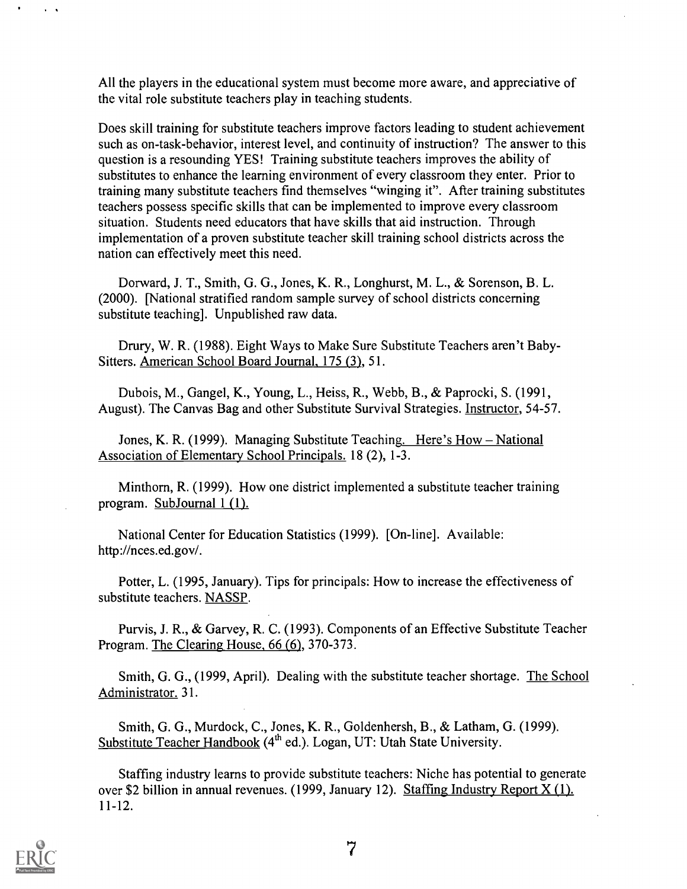All the players in the educational system must become more aware, and appreciative of the vital role substitute teachers play in teaching students.

Does skill training for substitute teachers improve factors leading to student achievement such as on-task-behavior, interest level, and continuity of instruction? The answer to this question is a resounding YES! Training substitute teachers improves the ability of substitutes to enhance the learning environment of every classroom they enter. Prior to training many substitute teachers find themselves "winging it". After training substitutes teachers possess specific skills that can be implemented to improve every classroom situation. Students need educators that have skills that aid instruction. Through implementation of a proven substitute teacher skill training school districts across the nation can effectively meet this need.

Dorward, J. T., Smith, G. G., Jones, K. R., Longhurst, M. L., & Sorenson, B. L. (2000). [National stratified random sample survey of school districts concerning substitute teaching]. Unpublished raw data.

Drury, W. R. (1988). Eight Ways to Make Sure Substitute Teachers aren't Baby-Sitters. American School Board Journal, 175 (3), 51.

Dubois, M., Gangel, K., Young, L., Heiss, R., Webb, B., & Paprocki, S. (1991, August). The Canvas Bag and other Substitute Survival Strategies. Instructor, 54-57.

Jones, K. R. (1999). Managing Substitute Teaching. Here's How – National Association of Elementary School Principals. 18 (2), 1-3.

Minthorn, R. (1999). How one district implemented a substitute teacher training program. SubJournal 1 (1).

National Center for Education Statistics (1999). [On-line]. Available: http://nces.ed.gov/.

Potter, L. (1995, January). Tips for principals: How to increase the effectiveness of substitute teachers. NASSP.

Purvis, J. R., & Garvey, R. C. (1993). Components of an Effective Substitute Teacher Program. The Clearing House, 66 (6), 370-373.

Smith, G. G., (1999, April). Dealing with the substitute teacher shortage. The School Administrator. 31.

Smith, G. G., Murdock, C., Jones, K. R., Goldenhersh, B., & Latham, G. (1999). Substitute Teacher Handbook (4th ed.). Logan, UT: Utah State University.

Staffing industry learns to provide substitute teachers: Niche has potential to generate over $2 billion in annual revenues. (1999, January 12). Staffing Industry Report X (1). 11-12.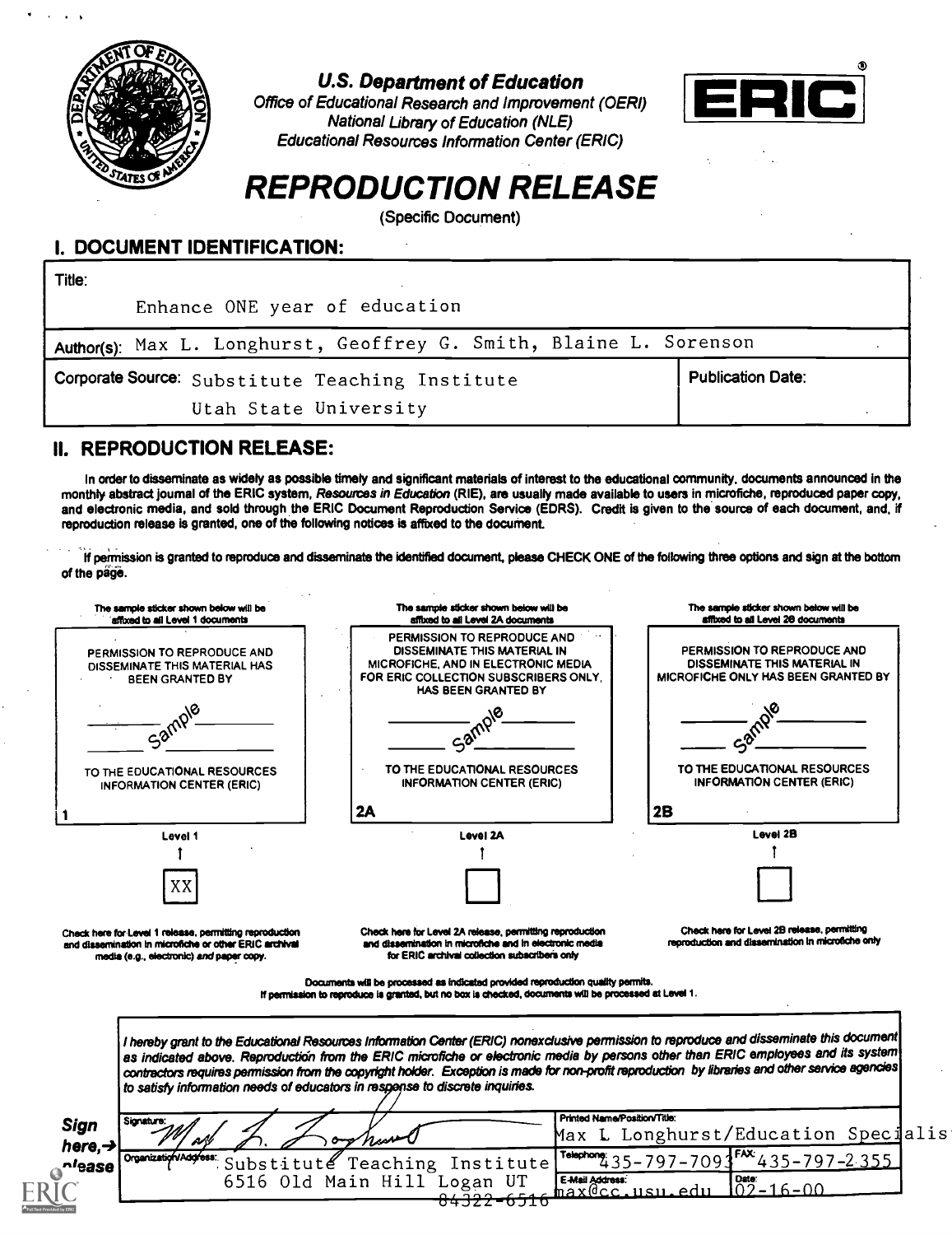U.S. Department of Education
Office of Educational Research and Improvement (OERI)
National Library of Education (NLE)
Educational Resources Information Center (ERIC)

ERIC®

# REPRODUCTION RELEASE

(Specific Document)

## I. DOCUMENT IDENTIFICATION:

| | |
|---|---|
| Title: Enhance ONE year of education | |
| Author(s): Max L. Longhurst, Geoffrey G. Smith, Blaine L. Sorenson | |
| Corporate Source: Substitute Teaching Institute Utah State University | Publication Date: |

## II. REPRODUCTION RELEASE:

In order to disseminate as widely as possible timely and significant materials of interest to the educational community, documents announced in the monthly abstract journal of the ERIC system, *Resources in Education* (RIE), are usually made available to users in microfiche, reproduced paper copy, and electronic media, and sold through the ERIC Document Reproduction Service (EDRS). Credit is given to the source of each document, and, if reproduction release is granted, one of the following notices is affixed to the document.

If permission is granted to reproduce and disseminate the identified document, please CHECK ONE of the following three options and sign at the bottom of the page.

| The sample sticker shown below will be affixed to all Level 1 documents | The sample sticker shown below will be affixed to all Level 2A documents | The sample sticker shown below will be affixed to all Level 2B documents |
|---|---|---|
| PERMISSION TO REPRODUCE AND DISSEMINATE THIS MATERIAL HAS BEEN GRANTED BY Sample TO THE EDUCATIONAL RESOURCES INFORMATION CENTER (ERIC) | PERMISSION TO REPRODUCE AND DISSEMINATE THIS MATERIAL IN MICROFICHE, AND IN ELECTRONIC MEDIA FOR ERIC COLLECTION SUBSCRIBERS ONLY, HAS BEEN GRANTED BY Sample TO THE EDUCATIONAL RESOURCES INFORMATION CENTER (ERIC) | PERMISSION TO REPRODUCE AND DISSEMINATE THIS MATERIAL IN MICROFICHE ONLY HAS BEEN GRANTED BY Sample TO THE EDUCATIONAL RESOURCES INFORMATION CENTER (ERIC) |
| 1 | 2A | 2B |
| Level 1 | Level 2A | Level 2B |
| XX | | |
| Check here for Level 1 release, permitting reproduction and dissemination in microfiche or other ERIC archival media (e.g., electronic) *and* paper copy. | Check here for Level 2A release, permitting reproduction and dissemination in microfiche and in electronic media for ERIC archival collection subscribers only | Check here for Level 2B release, permitting reproduction and dissemination in microfiche only |

Documents will be processed as indicated provided reproduction quality permits.
If permission to reproduce is granted, but no box is checked, documents will be processed at Level 1.

*I hereby grant to the Educational Resources Information Center (ERIC) nonexclusive permission to reproduce and disseminate this document as indicated above. Reproduction from the ERIC microfiche or electronic media by persons other than ERIC employees and its system contractors requires permission from the copyright holder. Exception is made for non-profit reproduction by libraries and other service agencies to satisfy information needs of educators in response to discrete inquiries.*

**Sign here, → please**

| | | | |
|---|---|---|---|
| Signature: Max L. Longhurst | | Printed Name/Position/Title: Max L Longhurst/Education Specialis | |
| Organization/Address: Substitute Teaching Institute 6516 Old Main Hill Logan UT ~~84322-6516~~ | | Telephone: 435-797-7093 | FAX: 435-797-2355 |
| | | E-Mail Address: max@cc.usu.edu | Date: 02-16-00 |